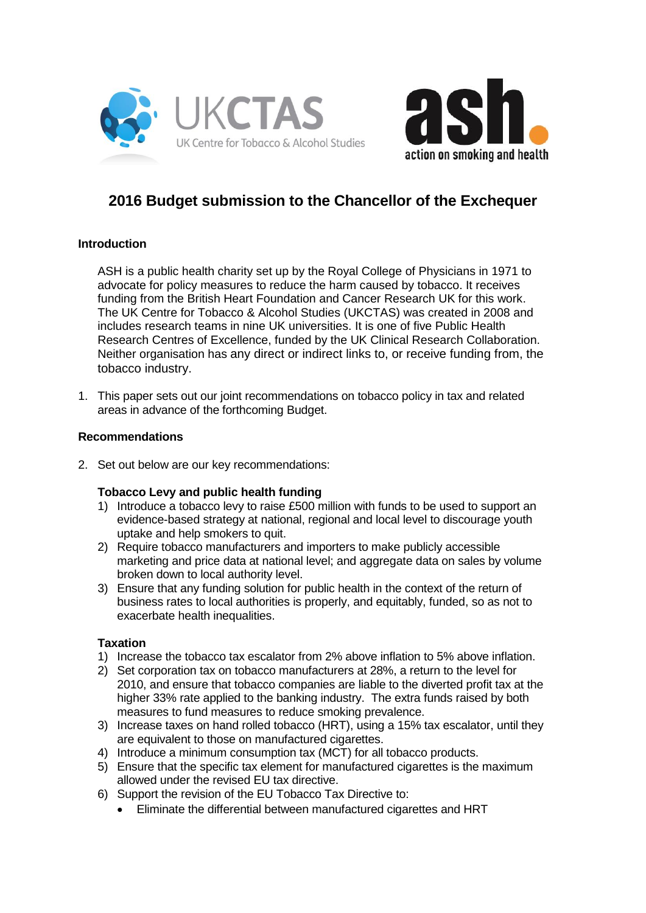# 2016 Budget submission to the Chancellor of the Exchequer

## Introduction

ASH is a public health charity set up by the Royal College of Physicians in 1971 to advocate for policy measures to reduce the harm caused by tobacco. It receives funding from the British Heart Foundation and Cancer Research UK for this work. The UK Centre for Tobacco & Alcohol Studies (UKCTAS) was created in 2008 and includes research teams in nine UK universities. It is one of five Public Health Research Centres of Excellence, funded by the UK Clinical Research Collaboration. Neither organisation has any direct or indirect links to, or receive funding from, the tobacco industry.

1. This paper sets out our joint recommendations on tobacco policy in tax and related areas in advance of the forthcoming Budget.

## Recommendations

2. Set out below are our key recommendations:

### Tobacco Levy and public health funding

1) Introduce a tobacco levy to raise £500 million with funds to be used to support an evidence-based strategy at national, regional and local level to discourage youth uptake and help smokers to quit.
2) Require tobacco manufacturers and importers to make publicly accessible marketing and price data at national level; and aggregate data on sales by volume broken down to local authority level.
3) Ensure that any funding solution for public health in the context of the return of business rates to local authorities is properly, and equitably, funded, so as not to exacerbate health inequalities.

### Taxation

1) Increase the tobacco tax escalator from 2% above inflation to 5% above inflation.
2) Set corporation tax on tobacco manufacturers at 28%, a return to the level for 2010, and ensure that tobacco companies are liable to the diverted profit tax at the higher 33% rate applied to the banking industry. The extra funds raised by both measures to fund measures to reduce smoking prevalence.
3) Increase taxes on hand rolled tobacco (HRT), using a 15% tax escalator, until they are equivalent to those on manufactured cigarettes.
4) Introduce a minimum consumption tax (MCT) for all tobacco products.
5) Ensure that the specific tax element for manufactured cigarettes is the maximum allowed under the revised EU tax directive.
6) Support the revision of the EU Tobacco Tax Directive to:
   - Eliminate the differential between manufactured cigarettes and HRT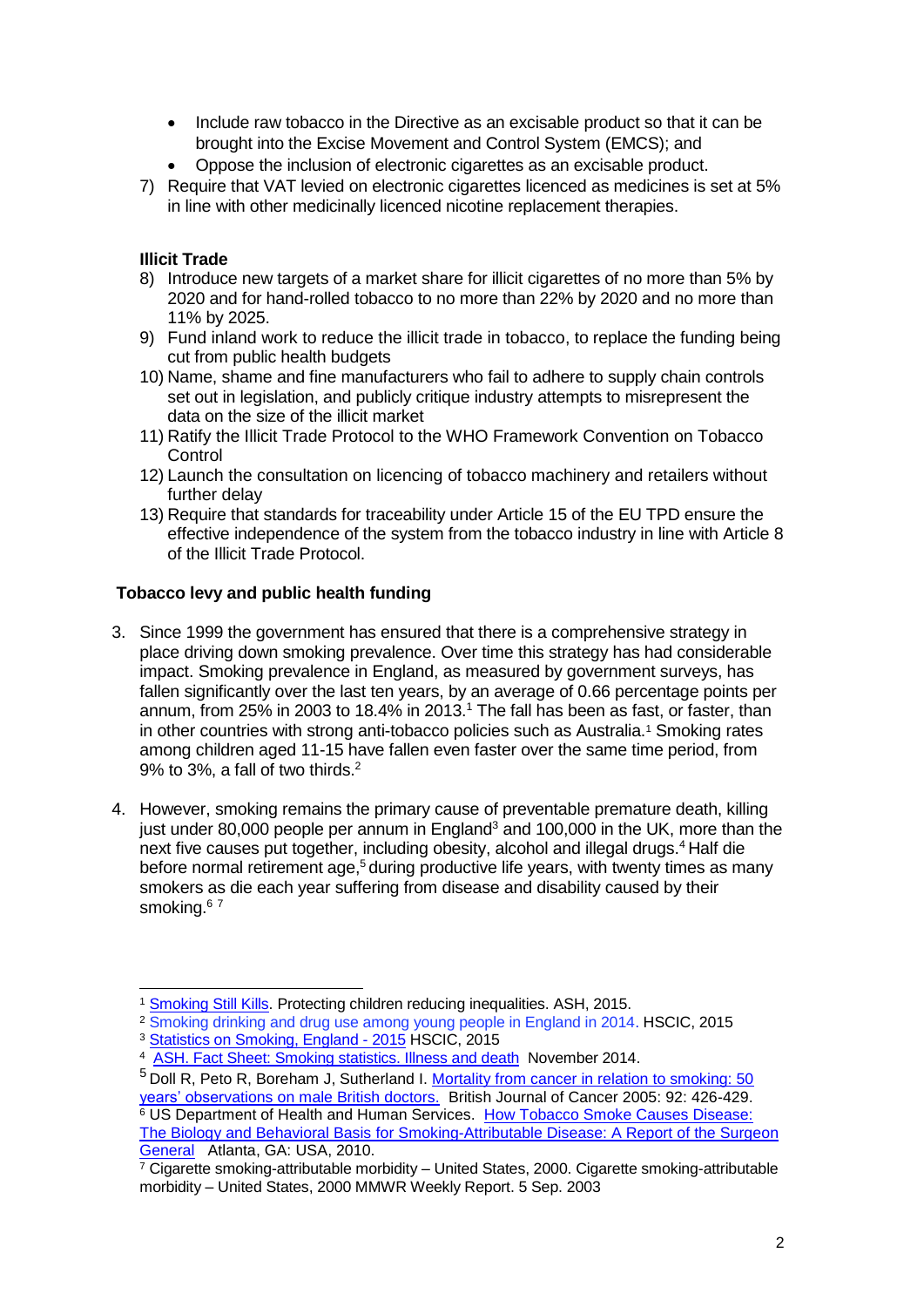- Include raw tobacco in the Directive as an excisable product so that it can be brought into the Excise Movement and Control System (EMCS); and
- Oppose the inclusion of electronic cigarettes as an excisable product.

7) Require that VAT levied on electronic cigarettes licenced as medicines is set at 5% in line with other medicinally licenced nicotine replacement therapies.

**Illicit Trade**

8) Introduce new targets of a market share for illicit cigarettes of no more than 5% by 2020 and for hand-rolled tobacco to no more than 22% by 2020 and no more than 11% by 2025.
9) Fund inland work to reduce the illicit trade in tobacco, to replace the funding being cut from public health budgets
10) Name, shame and fine manufacturers who fail to adhere to supply chain controls set out in legislation, and publicly critique industry attempts to misrepresent the data on the size of the illicit market
11) Ratify the Illicit Trade Protocol to the WHO Framework Convention on Tobacco Control
12) Launch the consultation on licencing of tobacco machinery and retailers without further delay
13) Require that standards for traceability under Article 15 of the EU TPD ensure the effective independence of the system from the tobacco industry in line with Article 8 of the Illicit Trade Protocol.

**Tobacco levy and public health funding**

3. Since 1999 the government has ensured that there is a comprehensive strategy in place driving down smoking prevalence. Over time this strategy has had considerable impact. Smoking prevalence in England, as measured by government surveys, has fallen significantly over the last ten years, by an average of 0.66 percentage points per annum, from 25% in 2003 to 18.4% in 2013.[1] The fall has been as fast, or faster, than in other countries with strong anti-tobacco policies such as Australia.[1] Smoking rates among children aged 11-15 have fallen even faster over the same time period, from 9% to 3%, a fall of two thirds.[2]

4. However, smoking remains the primary cause of preventable premature death, killing just under 80,000 people per annum in England[3] and 100,000 in the UK, more than the next five causes put together, including obesity, alcohol and illegal drugs.[4] Half die before normal retirement age,[5] during productive life years, with twenty times as many smokers as die each year suffering from disease and disability caused by their smoking.[6] [7]

---

[1] Smoking Still Kills. Protecting children reducing inequalities. ASH, 2015.

[2] Smoking drinking and drug use among young people in England in 2014. HSCIC, 2015

[3] Statistics on Smoking, England - 2015 HSCIC, 2015

[4] ASH. Fact Sheet: Smoking statistics. Illness and death November 2014.

[5] Doll R, Peto R, Boreham J, Sutherland I. Mortality from cancer in relation to smoking: 50 years' observations on male British doctors. British Journal of Cancer 2005: 92: 426-429.

[6] US Department of Health and Human Services. How Tobacco Smoke Causes Disease: The Biology and Behavioral Basis for Smoking-Attributable Disease: A Report of the Surgeon General Atlanta, GA: USA, 2010.

[7] Cigarette smoking-attributable morbidity – United States, 2000. Cigarette smoking-attributable morbidity – United States, 2000 MMWR Weekly Report. 5 Sep. 2003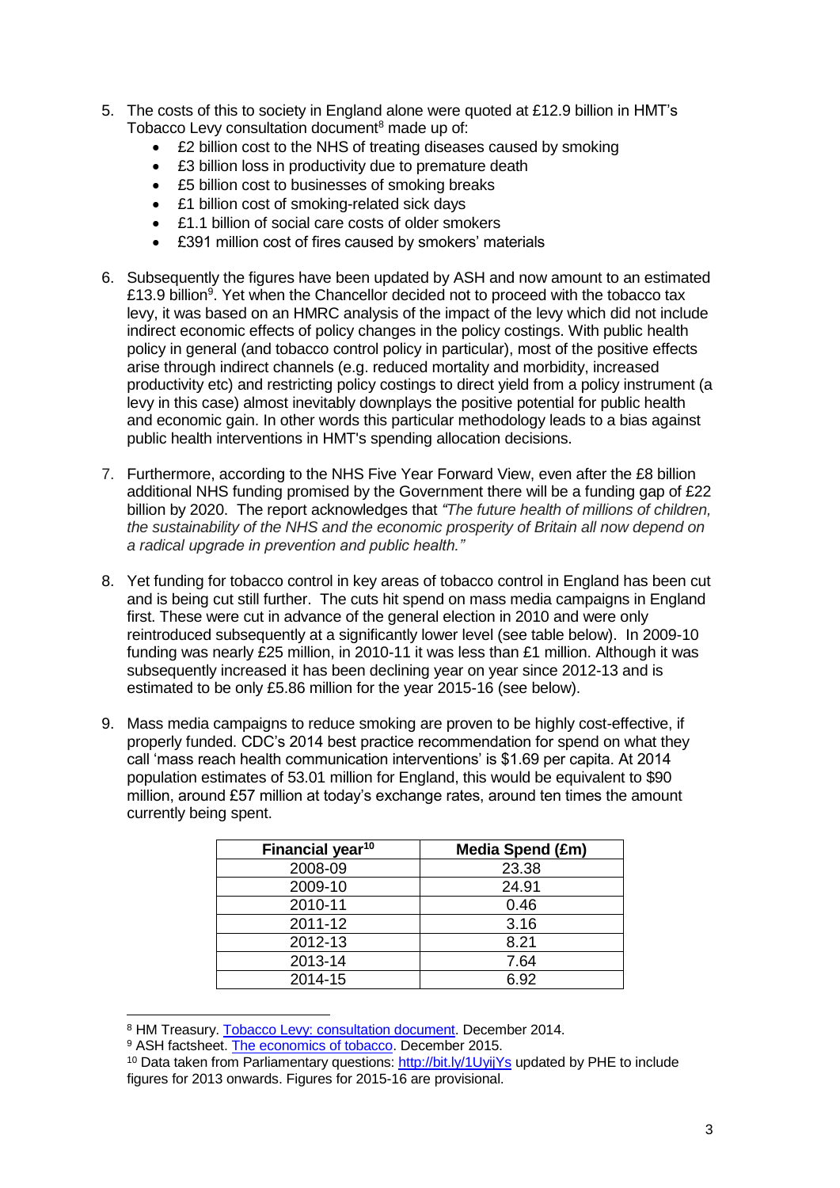5. The costs of this to society in England alone were quoted at £12.9 billion in HMT's Tobacco Levy consultation document[8] made up of:
   - £2 billion cost to the NHS of treating diseases caused by smoking
   - £3 billion loss in productivity due to premature death
   - £5 billion cost to businesses of smoking breaks
   - £1 billion cost of smoking-related sick days
   - £1.1 billion of social care costs of older smokers
   - £391 million cost of fires caused by smokers' materials

6. Subsequently the figures have been updated by ASH and now amount to an estimated £13.9 billion[9]. Yet when the Chancellor decided not to proceed with the tobacco tax levy, it was based on an HMRC analysis of the impact of the levy which did not include indirect economic effects of policy changes in the policy costings. With public health policy in general (and tobacco control policy in particular), most of the positive effects arise through indirect channels (e.g. reduced mortality and morbidity, increased productivity etc) and restricting policy costings to direct yield from a policy instrument (a levy in this case) almost inevitably downplays the positive potential for public health and economic gain. In other words this particular methodology leads to a bias against public health interventions in HMT's spending allocation decisions.

7. Furthermore, according to the NHS Five Year Forward View, even after the £8 billion additional NHS funding promised by the Government there will be a funding gap of £22 billion by 2020. The report acknowledges that *"The future health of millions of children, the sustainability of the NHS and the economic prosperity of Britain all now depend on a radical upgrade in prevention and public health."*

8. Yet funding for tobacco control in key areas of tobacco control in England has been cut and is being cut still further. The cuts hit spend on mass media campaigns in England first. These were cut in advance of the general election in 2010 and were only reintroduced subsequently at a significantly lower level (see table below). In 2009-10 funding was nearly £25 million, in 2010-11 it was less than £1 million. Although it was subsequently increased it has been declining year on year since 2012-13 and is estimated to be only £5.86 million for the year 2015-16 (see below).

9. Mass media campaigns to reduce smoking are proven to be highly cost-effective, if properly funded. CDC's 2014 best practice recommendation for spend on what they call 'mass reach health communication interventions' is \$1.69 per capita. At 2014 population estimates of 53.01 million for England, this would be equivalent to \$90 million, around £57 million at today's exchange rates, around ten times the amount currently being spent.

| Financial year[10] | Media Spend (£m) |
|---|---|
| 2008-09 | 23.38 |
| 2009-10 | 24.91 |
| 2010-11 | 0.46 |
| 2011-12 | 3.16 |
| 2012-13 | 8.21 |
| 2013-14 | 7.64 |
| 2014-15 | 6.92 |

[8] HM Treasury. Tobacco Levy: consultation document. December 2014.

[9] ASH factsheet. The economics of tobacco. December 2015.

[10] Data taken from Parliamentary questions: http://bit.ly/1UyijYs updated by PHE to include figures for 2013 onwards. Figures for 2015-16 are provisional.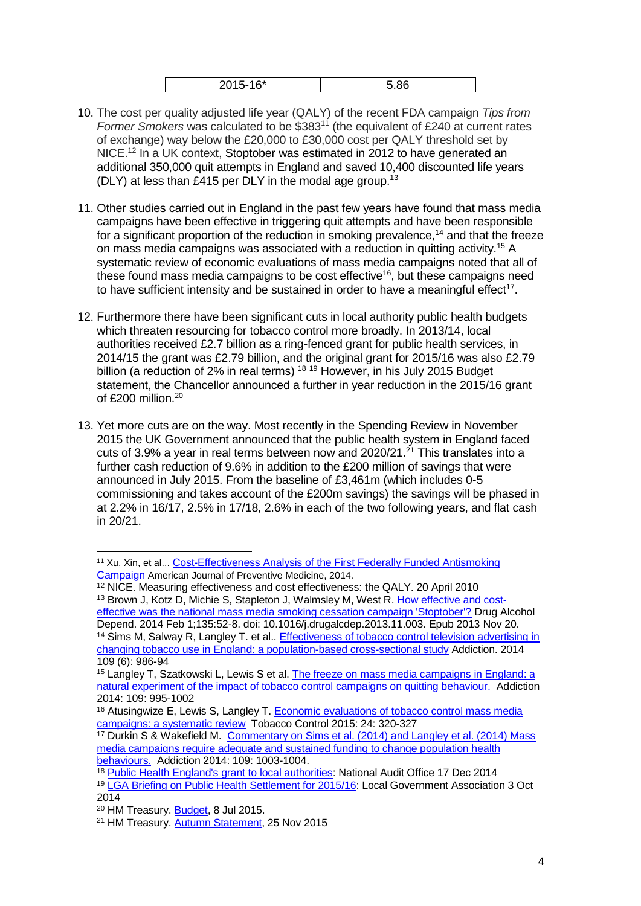| 2015-16* | 5.86 |
|---|---|

10. The cost per quality adjusted life year (QALY) of the recent FDA campaign *Tips from Former Smokers* was calculated to be $383[11] (the equivalent of £240 at current rates of exchange) way below the £20,000 to £30,000 cost per QALY threshold set by NICE.[12] In a UK context, Stoptober was estimated in 2012 to have generated an additional 350,000 quit attempts in England and saved 10,400 discounted life years (DLY) at less than £415 per DLY in the modal age group.[13]

11. Other studies carried out in England in the past few years have found that mass media campaigns have been effective in triggering quit attempts and have been responsible for a significant proportion of the reduction in smoking prevalence,[14] and that the freeze on mass media campaigns was associated with a reduction in quitting activity.[15] A systematic review of economic evaluations of mass media campaigns noted that all of these found mass media campaigns to be cost effective[16], but these campaigns need to have sufficient intensity and be sustained in order to have a meaningful effect[17].

12. Furthermore there have been significant cuts in local authority public health budgets which threaten resourcing for tobacco control more broadly. In 2013/14, local authorities received £2.7 billion as a ring-fenced grant for public health services, in 2014/15 the grant was £2.79 billion, and the original grant for 2015/16 was also £2.79 billion (a reduction of 2% in real terms) [18] [19] However, in his July 2015 Budget statement, the Chancellor announced a further in year reduction in the 2015/16 grant of £200 million.[20]

13. Yet more cuts are on the way. Most recently in the Spending Review in November 2015 the UK Government announced that the public health system in England faced cuts of 3.9% a year in real terms between now and 2020/21.[21] This translates into a further cash reduction of 9.6% in addition to the £200 million of savings that were announced in July 2015. From the baseline of £3,461m (which includes 0-5 commissioning and takes account of the £200m savings) the savings will be phased in at 2.2% in 16/17, 2.5% in 17/18, 2.6% in each of the two following years, and flat cash in 20/21.

---

[11] Xu, Xin, et al.,. Cost-Effectiveness Analysis of the First Federally Funded Antismoking Campaign American Journal of Preventive Medicine, 2014.

[12] NICE. Measuring effectiveness and cost effectiveness: the QALY. 20 April 2010

[13] Brown J, Kotz D, Michie S, Stapleton J, Walmsley M, West R. How effective and cost-effective was the national mass media smoking cessation campaign 'Stoptober'? Drug Alcohol Depend. 2014 Feb 1;135:52-8. doi: 10.1016/j.drugalcdep.2013.11.003. Epub 2013 Nov 20.

[14] Sims M, Salway R, Langley T. et al.. Effectiveness of tobacco control television advertising in changing tobacco use in England: a population-based cross-sectional study Addiction. 2014 109 (6): 986-94

[15] Langley T, Szatkowski L, Lewis S et al. The freeze on mass media campaigns in England: a natural experiment of the impact of tobacco control campaigns on quitting behaviour. Addiction 2014: 109: 995-1002

[16] Atusingwize E, Lewis S, Langley T. Economic evaluations of tobacco control mass media campaigns: a systematic review Tobacco Control 2015: 24: 320-327

[17] Durkin S & Wakefield M. Commentary on Sims et al. (2014) and Langley et al. (2014) Mass media campaigns require adequate and sustained funding to change population health behaviours. Addiction 2014: 109: 1003-1004.

[18] Public Health England's grant to local authorities: National Audit Office 17 Dec 2014

[19] LGA Briefing on Public Health Settlement for 2015/16: Local Government Association 3 Oct 2014

[20] HM Treasury. Budget, 8 Jul 2015.

[21] HM Treasury. Autumn Statement, 25 Nov 2015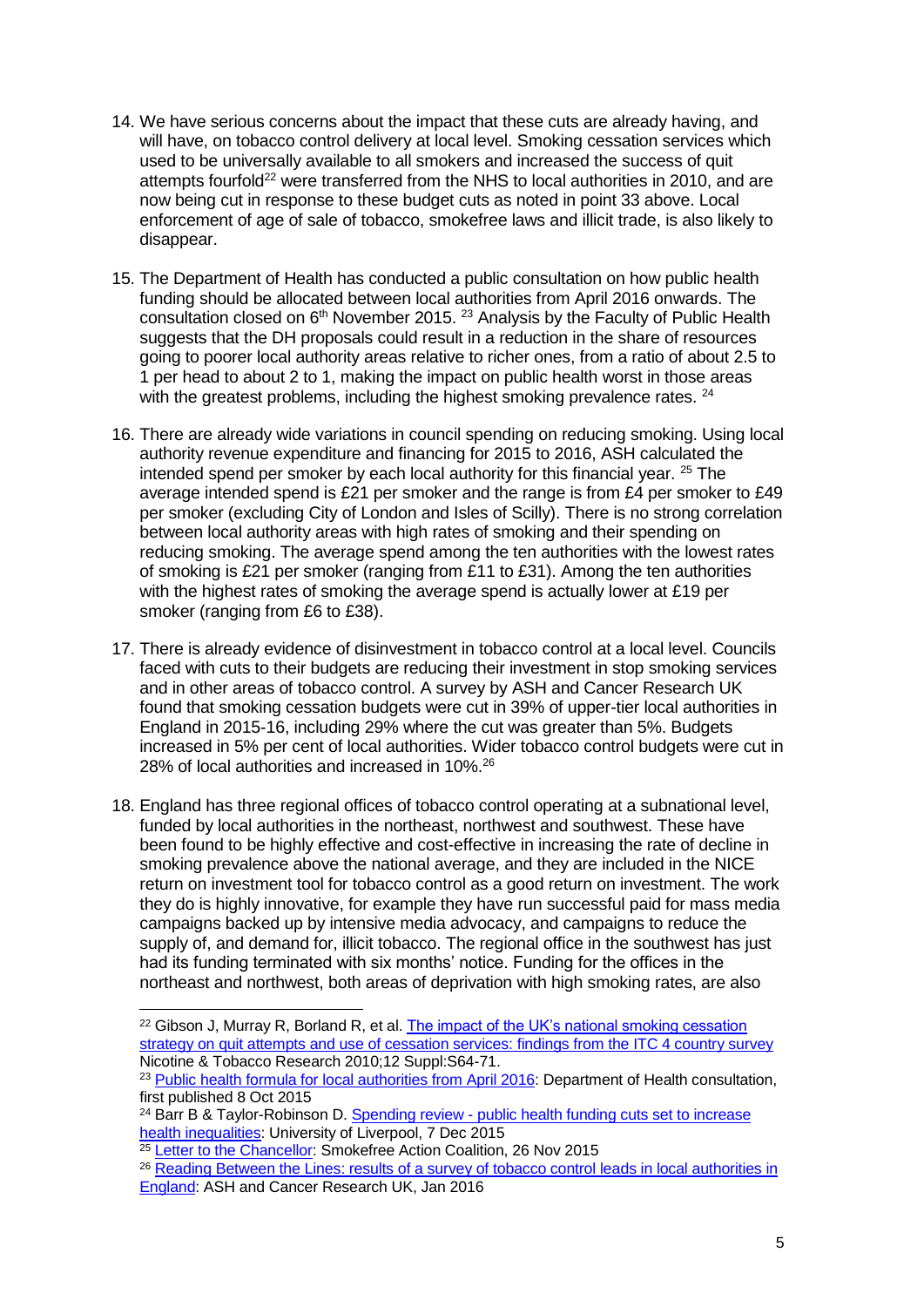14. We have serious concerns about the impact that these cuts are already having, and will have, on tobacco control delivery at local level. Smoking cessation services which used to be universally available to all smokers and increased the success of quit attempts fourfold[22] were transferred from the NHS to local authorities in 2010, and are now being cut in response to these budget cuts as noted in point 33 above. Local enforcement of age of sale of tobacco, smokefree laws and illicit trade, is also likely to disappear.

15. The Department of Health has conducted a public consultation on how public health funding should be allocated between local authorities from April 2016 onwards. The consultation closed on 6th November 2015. [23] Analysis by the Faculty of Public Health suggests that the DH proposals could result in a reduction in the share of resources going to poorer local authority areas relative to richer ones, from a ratio of about 2.5 to 1 per head to about 2 to 1, making the impact on public health worst in those areas with the greatest problems, including the highest smoking prevalence rates. [24]

16. There are already wide variations in council spending on reducing smoking. Using local authority revenue expenditure and financing for 2015 to 2016, ASH calculated the intended spend per smoker by each local authority for this financial year. [25] The average intended spend is £21 per smoker and the range is from £4 per smoker to £49 per smoker (excluding City of London and Isles of Scilly). There is no strong correlation between local authority areas with high rates of smoking and their spending on reducing smoking. The average spend among the ten authorities with the lowest rates of smoking is £21 per smoker (ranging from £11 to £31). Among the ten authorities with the highest rates of smoking the average spend is actually lower at £19 per smoker (ranging from £6 to £38).

17. There is already evidence of disinvestment in tobacco control at a local level. Councils faced with cuts to their budgets are reducing their investment in stop smoking services and in other areas of tobacco control. A survey by ASH and Cancer Research UK found that smoking cessation budgets were cut in 39% of upper-tier local authorities in England in 2015-16, including 29% where the cut was greater than 5%. Budgets increased in 5% per cent of local authorities. Wider tobacco control budgets were cut in 28% of local authorities and increased in 10%.[26]

18. England has three regional offices of tobacco control operating at a subnational level, funded by local authorities in the northeast, northwest and southwest. These have been found to be highly effective and cost-effective in increasing the rate of decline in smoking prevalence above the national average, and they are included in the NICE return on investment tool for tobacco control as a good return on investment. The work they do is highly innovative, for example they have run successful paid for mass media campaigns backed up by intensive media advocacy, and campaigns to reduce the supply of, and demand for, illicit tobacco. The regional office in the southwest has just had its funding terminated with six months' notice. Funding for the offices in the northeast and northwest, both areas of deprivation with high smoking rates, are also

---

[22] Gibson J, Murray R, Borland R, et al. The impact of the UK's national smoking cessation strategy on quit attempts and use of cessation services: findings from the ITC 4 country survey Nicotine & Tobacco Research 2010;12 Suppl:S64-71.

[23] Public health formula for local authorities from April 2016: Department of Health consultation, first published 8 Oct 2015

[24] Barr B & Taylor-Robinson D. Spending review - public health funding cuts set to increase health inequalities: University of Liverpool, 7 Dec 2015

[25] Letter to the Chancellor: Smokefree Action Coalition, 26 Nov 2015

[26] Reading Between the Lines: results of a survey of tobacco control leads in local authorities in England: ASH and Cancer Research UK, Jan 2016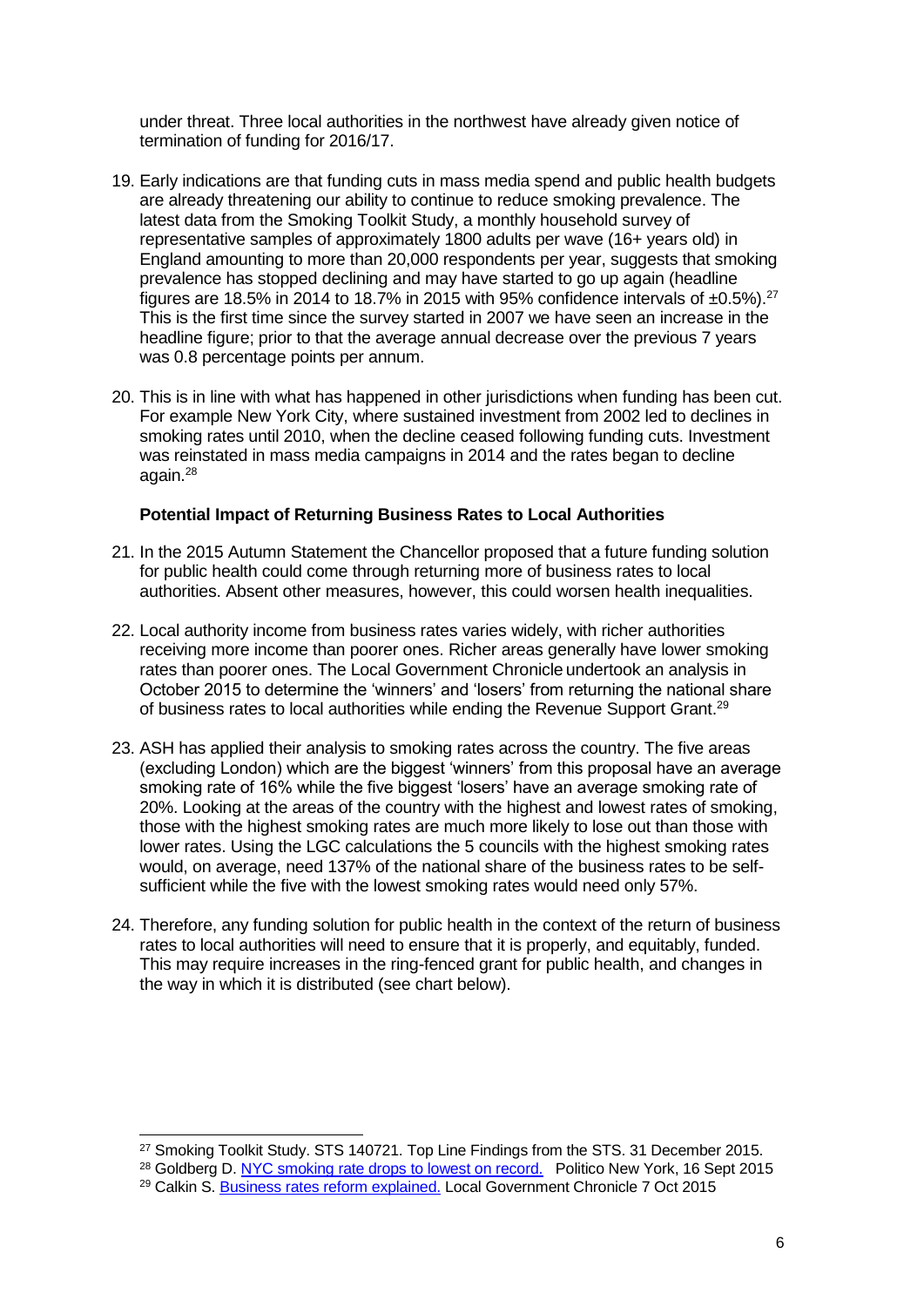under threat. Three local authorities in the northwest have already given notice of termination of funding for 2016/17.

19. Early indications are that funding cuts in mass media spend and public health budgets are already threatening our ability to continue to reduce smoking prevalence. The latest data from the Smoking Toolkit Study, a monthly household survey of representative samples of approximately 1800 adults per wave (16+ years old) in England amounting to more than 20,000 respondents per year, suggests that smoking prevalence has stopped declining and may have started to go up again (headline figures are 18.5% in 2014 to 18.7% in 2015 with 95% confidence intervals of ±0.5%).[27] This is the first time since the survey started in 2007 we have seen an increase in the headline figure; prior to that the average annual decrease over the previous 7 years was 0.8 percentage points per annum.

20. This is in line with what has happened in other jurisdictions when funding has been cut. For example New York City, where sustained investment from 2002 led to declines in smoking rates until 2010, when the decline ceased following funding cuts. Investment was reinstated in mass media campaigns in 2014 and the rates began to decline again.[28]

### Potential Impact of Returning Business Rates to Local Authorities

21. In the 2015 Autumn Statement the Chancellor proposed that a future funding solution for public health could come through returning more of business rates to local authorities. Absent other measures, however, this could worsen health inequalities.

22. Local authority income from business rates varies widely, with richer authorities receiving more income than poorer ones. Richer areas generally have lower smoking rates than poorer ones. The Local Government Chronicle undertook an analysis in October 2015 to determine the 'winners' and 'losers' from returning the national share of business rates to local authorities while ending the Revenue Support Grant.[29]

23. ASH has applied their analysis to smoking rates across the country. The five areas (excluding London) which are the biggest 'winners' from this proposal have an average smoking rate of 16% while the five biggest 'losers' have an average smoking rate of 20%. Looking at the areas of the country with the highest and lowest rates of smoking, those with the highest smoking rates are much more likely to lose out than those with lower rates. Using the LGC calculations the 5 councils with the highest smoking rates would, on average, need 137% of the national share of the business rates to be self-sufficient while the five with the lowest smoking rates would need only 57%.

24. Therefore, any funding solution for public health in the context of the return of business rates to local authorities will need to ensure that it is properly, and equitably, funded. This may require increases in the ring-fenced grant for public health, and changes in the way in which it is distributed (see chart below).

---

[27] Smoking Toolkit Study. STS 140721. Top Line Findings from the STS. 31 December 2015.

[28] Goldberg D. NYC smoking rate drops to lowest on record. Politico New York, 16 Sept 2015

[29] Calkin S. Business rates reform explained. Local Government Chronicle 7 Oct 2015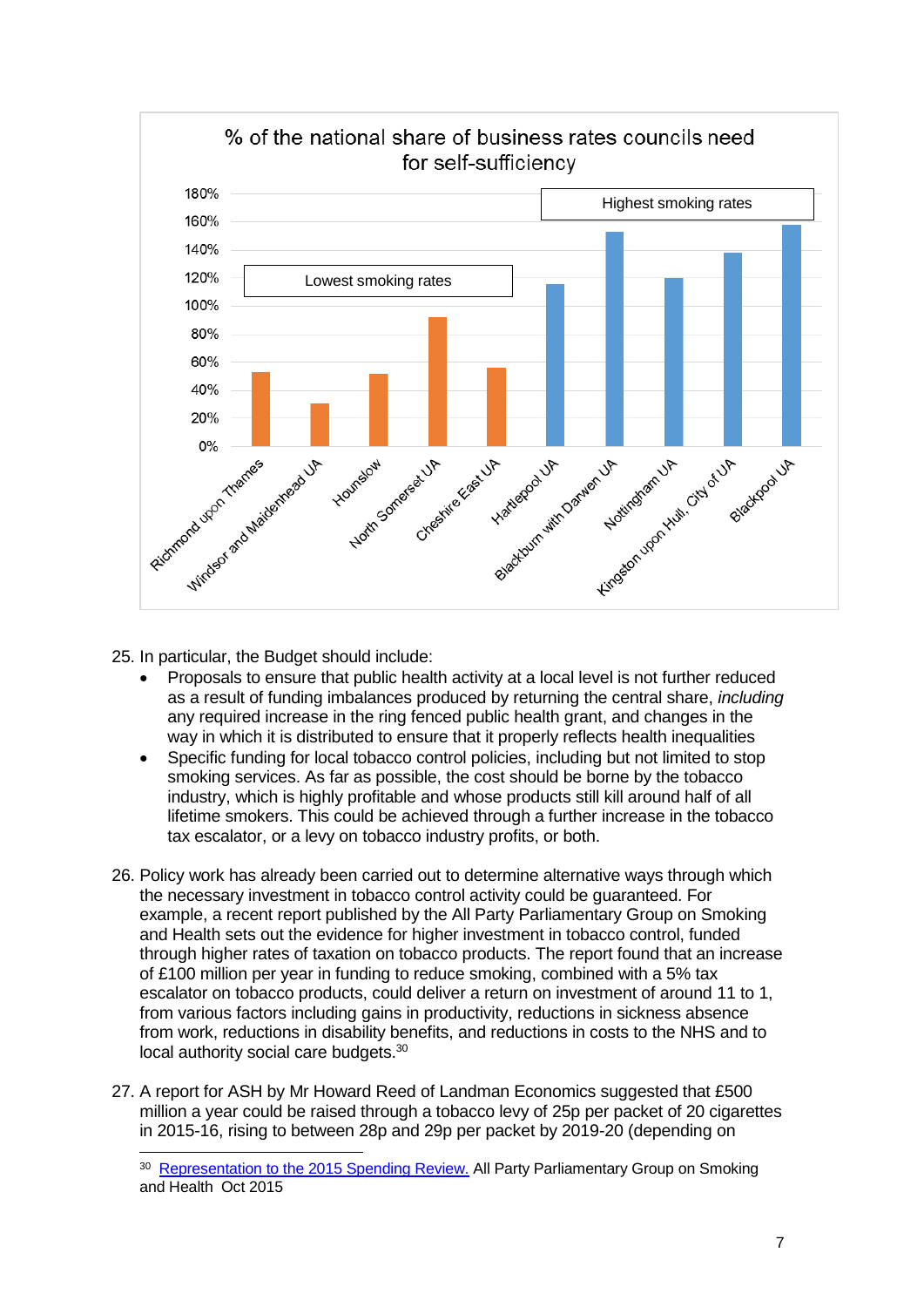% of the national share of business rates councils need for self-sufficiency

| Council | Smoking rates group | % (approx.) |
|---|---|---|
| Richmond upon Thames | Lowest smoking rates | 53% |
| Windsor and Maidenhead UA | Lowest smoking rates | 30% |
| Hounslow | Lowest smoking rates | 51% |
| North Somerset UA | Lowest smoking rates | 92% |
| Cheshire East UA | Lowest smoking rates | 56% |
| Hartlepool UA | Highest smoking rates | 116% |
| Blackburn with Darwen UA | Highest smoking rates | 153% |
| Nottingham UA | Highest smoking rates | 120% |
| Kingston upon Hull, City of UA | Highest smoking rates | 138% |
| Blackpool UA | Highest smoking rates | 158% |

25. In particular, the Budget should include:
    - Proposals to ensure that public health activity at a local level is not further reduced as a result of funding imbalances produced by returning the central share, *including* any required increase in the ring fenced public health grant, and changes in the way in which it is distributed to ensure that it properly reflects health inequalities
    - Specific funding for local tobacco control policies, including but not limited to stop smoking services. As far as possible, the cost should be borne by the tobacco industry, which is highly profitable and whose products still kill around half of all lifetime smokers. This could be achieved through a further increase in the tobacco tax escalator, or a levy on tobacco industry profits, or both.

26. Policy work has already been carried out to determine alternative ways through which the necessary investment in tobacco control activity could be guaranteed. For example, a recent report published by the All Party Parliamentary Group on Smoking and Health sets out the evidence for higher investment in tobacco control, funded through higher rates of taxation on tobacco products. The report found that an increase of £100 million per year in funding to reduce smoking, combined with a 5% tax escalator on tobacco products, could deliver a return on investment of around 11 to 1, from various factors including gains in productivity, reductions in sickness absence from work, reductions in disability benefits, and reductions in costs to the NHS and to local authority social care budgets.[30]

27. A report for ASH by Mr Howard Reed of Landman Economics suggested that £500 million a year could be raised through a tobacco levy of 25p per packet of 20 cigarettes in 2015-16, rising to between 28p and 29p per packet by 2019-20 (depending on

[30] Representation to the 2015 Spending Review. All Party Parliamentary Group on Smoking and Health Oct 2015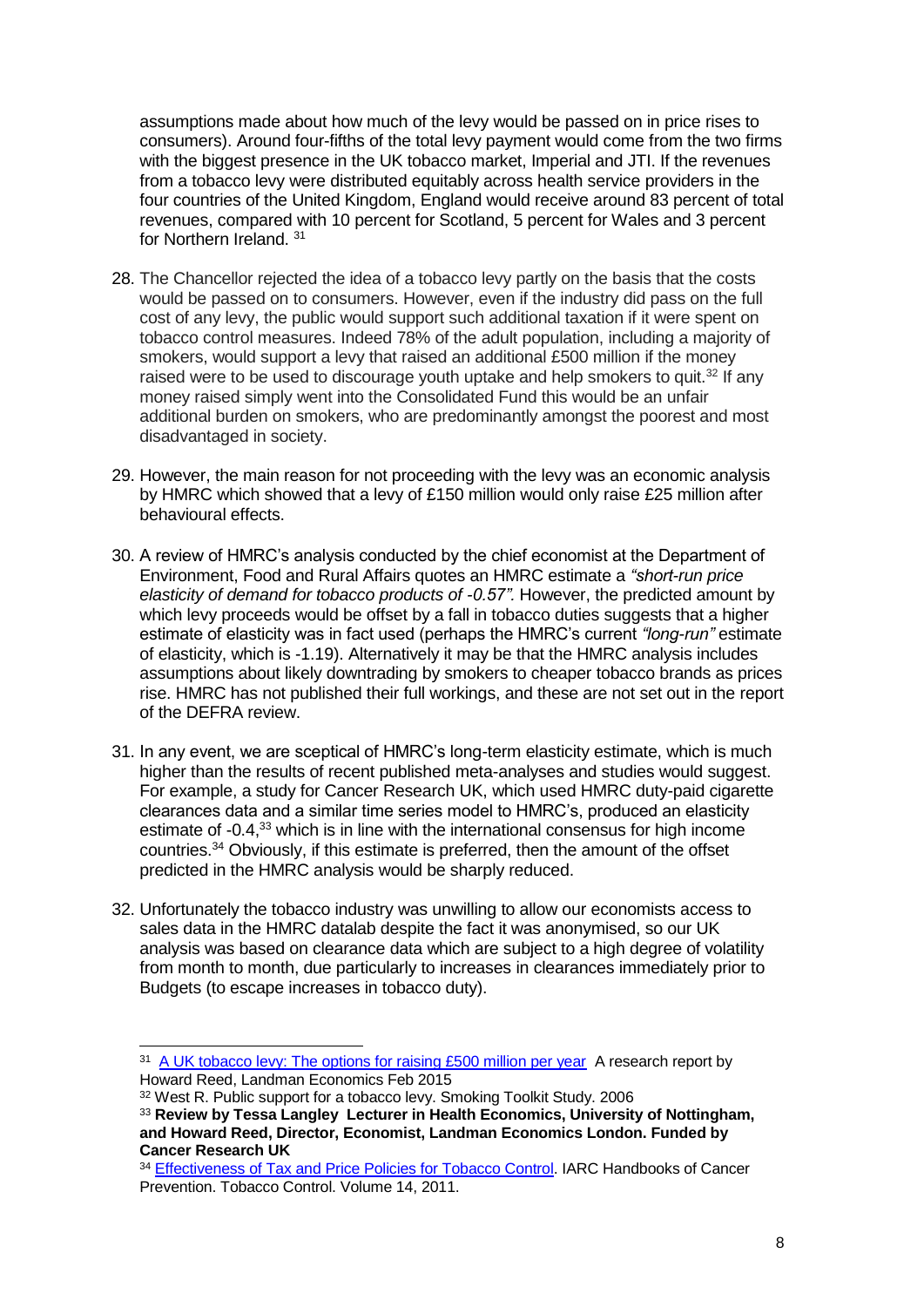assumptions made about how much of the levy would be passed on in price rises to consumers). Around four-fifths of the total levy payment would come from the two firms with the biggest presence in the UK tobacco market, Imperial and JTI. If the revenues from a tobacco levy were distributed equitably across health service providers in the four countries of the United Kingdom, England would receive around 83 percent of total revenues, compared with 10 percent for Scotland, 5 percent for Wales and 3 percent for Northern Ireland. [31]

28. The Chancellor rejected the idea of a tobacco levy partly on the basis that the costs would be passed on to consumers. However, even if the industry did pass on the full cost of any levy, the public would support such additional taxation if it were spent on tobacco control measures. Indeed 78% of the adult population, including a majority of smokers, would support a levy that raised an additional £500 million if the money raised were to be used to discourage youth uptake and help smokers to quit.[32] If any money raised simply went into the Consolidated Fund this would be an unfair additional burden on smokers, who are predominantly amongst the poorest and most disadvantaged in society.

29. However, the main reason for not proceeding with the levy was an economic analysis by HMRC which showed that a levy of £150 million would only raise £25 million after behavioural effects.

30. A review of HMRC's analysis conducted by the chief economist at the Department of Environment, Food and Rural Affairs quotes an HMRC estimate a *"short-run price elasticity of demand for tobacco products of -0.57".* However, the predicted amount by which levy proceeds would be offset by a fall in tobacco duties suggests that a higher estimate of elasticity was in fact used (perhaps the HMRC's current *"long-run"* estimate of elasticity, which is -1.19). Alternatively it may be that the HMRC analysis includes assumptions about likely downtrading by smokers to cheaper tobacco brands as prices rise. HMRC has not published their full workings, and these are not set out in the report of the DEFRA review.

31. In any event, we are sceptical of HMRC's long-term elasticity estimate, which is much higher than the results of recent published meta-analyses and studies would suggest. For example, a study for Cancer Research UK, which used HMRC duty-paid cigarette clearances data and a similar time series model to HMRC's, produced an elasticity estimate of -0.4,[33] which is in line with the international consensus for high income countries.[34] Obviously, if this estimate is preferred, then the amount of the offset predicted in the HMRC analysis would be sharply reduced.

32. Unfortunately the tobacco industry was unwilling to allow our economists access to sales data in the HMRC datalab despite the fact it was anonymised, so our UK analysis was based on clearance data which are subject to a high degree of volatility from month to month, due particularly to increases in clearances immediately prior to Budgets (to escape increases in tobacco duty).

---

[31] A UK tobacco levy: The options for raising £500 million per year A research report by Howard Reed, Landman Economics Feb 2015

[32] West R. Public support for a tobacco levy. Smoking Toolkit Study. 2006

[33] **Review by Tessa Langley Lecturer in Health Economics, University of Nottingham, and Howard Reed, Director, Economist, Landman Economics London. Funded by Cancer Research UK**

[34] Effectiveness of Tax and Price Policies for Tobacco Control. IARC Handbooks of Cancer Prevention. Tobacco Control. Volume 14, 2011.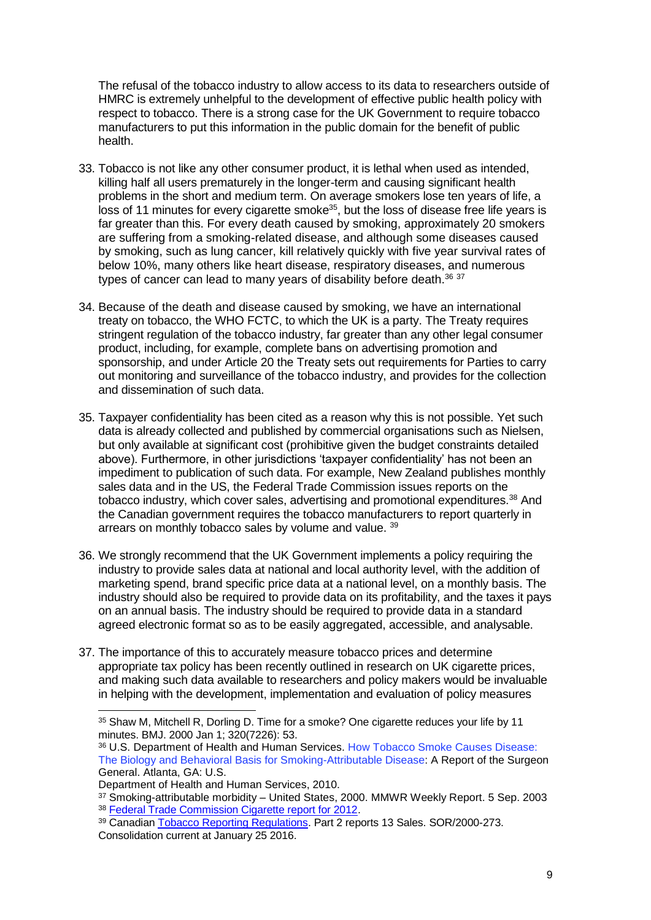The refusal of the tobacco industry to allow access to its data to researchers outside of HMRC is extremely unhelpful to the development of effective public health policy with respect to tobacco. There is a strong case for the UK Government to require tobacco manufacturers to put this information in the public domain for the benefit of public health.

33. Tobacco is not like any other consumer product, it is lethal when used as intended, killing half all users prematurely in the longer-term and causing significant health problems in the short and medium term. On average smokers lose ten years of life, a loss of 11 minutes for every cigarette smoke[35], but the loss of disease free life years is far greater than this. For every death caused by smoking, approximately 20 smokers are suffering from a smoking-related disease, and although some diseases caused by smoking, such as lung cancer, kill relatively quickly with five year survival rates of below 10%, many others like heart disease, respiratory diseases, and numerous types of cancer can lead to many years of disability before death.[36] [37]

34. Because of the death and disease caused by smoking, we have an international treaty on tobacco, the WHO FCTC, to which the UK is a party. The Treaty requires stringent regulation of the tobacco industry, far greater than any other legal consumer product, including, for example, complete bans on advertising promotion and sponsorship, and under Article 20 the Treaty sets out requirements for Parties to carry out monitoring and surveillance of the tobacco industry, and provides for the collection and dissemination of such data.

35. Taxpayer confidentiality has been cited as a reason why this is not possible. Yet such data is already collected and published by commercial organisations such as Nielsen, but only available at significant cost (prohibitive given the budget constraints detailed above). Furthermore, in other jurisdictions 'taxpayer confidentiality' has not been an impediment to publication of such data. For example, New Zealand publishes monthly sales data and in the US, the Federal Trade Commission issues reports on the tobacco industry, which cover sales, advertising and promotional expenditures.[38] And the Canadian government requires the tobacco manufacturers to report quarterly in arrears on monthly tobacco sales by volume and value. [39]

36. We strongly recommend that the UK Government implements a policy requiring the industry to provide sales data at national and local authority level, with the addition of marketing spend, brand specific price data at a national level, on a monthly basis. The industry should also be required to provide data on its profitability, and the taxes it pays on an annual basis. The industry should be required to provide data in a standard agreed electronic format so as to be easily aggregated, accessible, and analysable.

37. The importance of this to accurately measure tobacco prices and determine appropriate tax policy has been recently outlined in research on UK cigarette prices, and making such data available to researchers and policy makers would be invaluable in helping with the development, implementation and evaluation of policy measures

---

[35] Shaw M, Mitchell R, Dorling D. Time for a smoke? One cigarette reduces your life by 11 minutes. BMJ. 2000 Jan 1; 320(7226): 53.

[36] U.S. Department of Health and Human Services. How Tobacco Smoke Causes Disease: The Biology and Behavioral Basis for Smoking-Attributable Disease: A Report of the Surgeon General. Atlanta, GA: U.S. Department of Health and Human Services, 2010.

[37] Smoking-attributable morbidity – United States, 2000. MMWR Weekly Report. 5 Sep. 2003

[38] Federal Trade Commission Cigarette report for 2012.

[39] Canadian Tobacco Reporting Regulations. Part 2 reports 13 Sales. SOR/2000-273. Consolidation current at January 25 2016.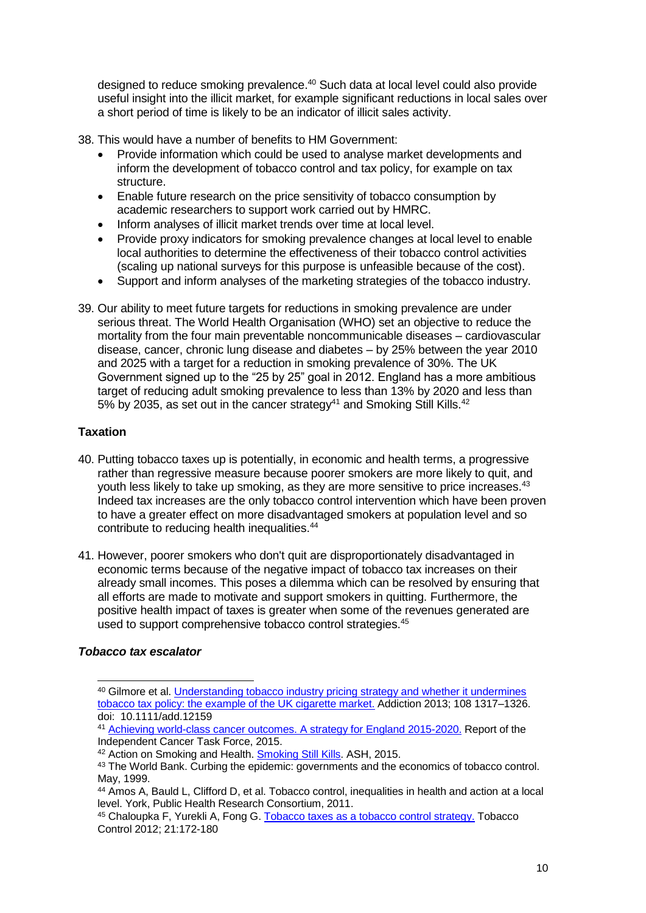designed to reduce smoking prevalence.[40] Such data at local level could also provide useful insight into the illicit market, for example significant reductions in local sales over a short period of time is likely to be an indicator of illicit sales activity.

38. This would have a number of benefits to HM Government:
    - Provide information which could be used to analyse market developments and inform the development of tobacco control and tax policy, for example on tax structure.
    - Enable future research on the price sensitivity of tobacco consumption by academic researchers to support work carried out by HMRC.
    - Inform analyses of illicit market trends over time at local level.
    - Provide proxy indicators for smoking prevalence changes at local level to enable local authorities to determine the effectiveness of their tobacco control activities (scaling up national surveys for this purpose is unfeasible because of the cost).
    - Support and inform analyses of the marketing strategies of the tobacco industry.

39. Our ability to meet future targets for reductions in smoking prevalence are under serious threat. The World Health Organisation (WHO) set an objective to reduce the mortality from the four main preventable noncommunicable diseases – cardiovascular disease, cancer, chronic lung disease and diabetes – by 25% between the year 2010 and 2025 with a target for a reduction in smoking prevalence of 30%. The UK Government signed up to the "25 by 25" goal in 2012. England has a more ambitious target of reducing adult smoking prevalence to less than 13% by 2020 and less than 5% by 2035, as set out in the cancer strategy[41] and Smoking Still Kills.[42]

### Taxation

40. Putting tobacco taxes up is potentially, in economic and health terms, a progressive rather than regressive measure because poorer smokers are more likely to quit, and youth less likely to take up smoking, as they are more sensitive to price increases.[43] Indeed tax increases are the only tobacco control intervention which have been proven to have a greater effect on more disadvantaged smokers at population level and so contribute to reducing health inequalities.[44]

41. However, poorer smokers who don't quit are disproportionately disadvantaged in economic terms because of the negative impact of tobacco tax increases on their already small incomes. This poses a dilemma which can be resolved by ensuring that all efforts are made to motivate and support smokers in quitting. Furthermore, the positive health impact of taxes is greater when some of the revenues generated are used to support comprehensive tobacco control strategies.[45]

#### *Tobacco tax escalator*

---

[40] Gilmore et al. Understanding tobacco industry pricing strategy and whether it undermines tobacco tax policy: the example of the UK cigarette market. Addiction 2013; 108 1317–1326. doi: 10.1111/add.12159

[41] Achieving world-class cancer outcomes. A strategy for England 2015-2020. Report of the Independent Cancer Task Force, 2015.

[42] Action on Smoking and Health. Smoking Still Kills. ASH, 2015.

[43] The World Bank. Curbing the epidemic: governments and the economics of tobacco control. May, 1999.

[44] Amos A, Bauld L, Clifford D, et al. Tobacco control, inequalities in health and action at a local level. York, Public Health Research Consortium, 2011.

[45] Chaloupka F, Yurekli A, Fong G. Tobacco taxes as a tobacco control strategy. Tobacco Control 2012; 21:172-180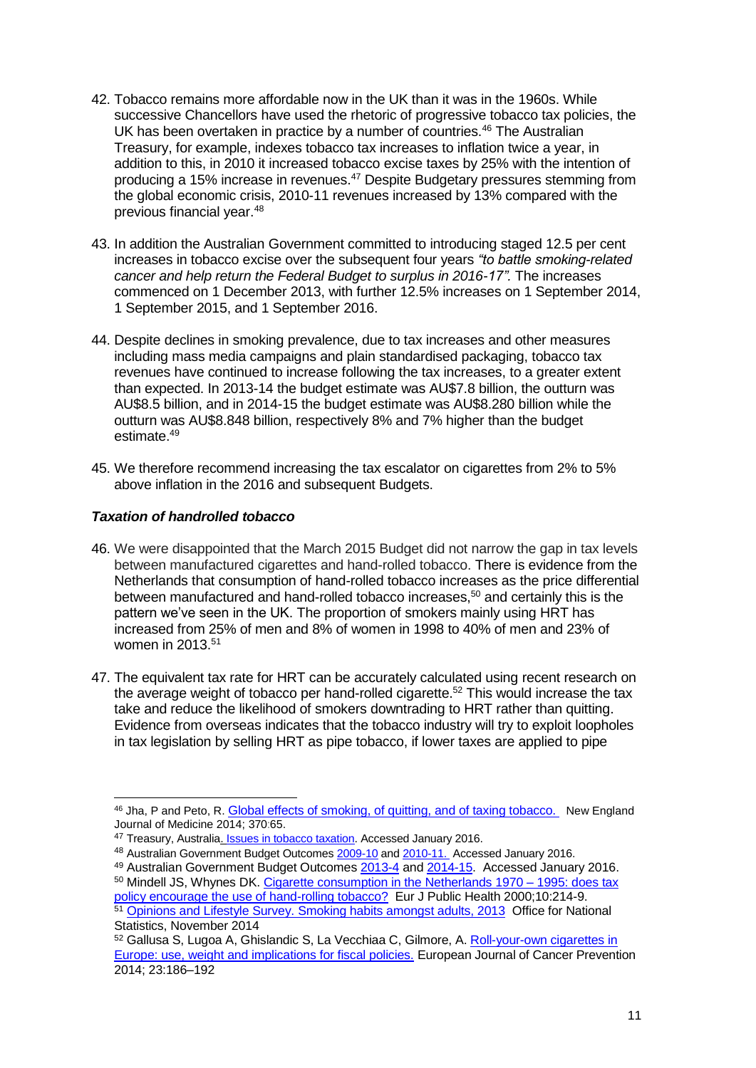42. Tobacco remains more affordable now in the UK than it was in the 1960s. While successive Chancellors have used the rhetoric of progressive tobacco tax policies, the UK has been overtaken in practice by a number of countries.[46] The Australian Treasury, for example, indexes tobacco tax increases to inflation twice a year, in addition to this, in 2010 it increased tobacco excise taxes by 25% with the intention of producing a 15% increase in revenues.[47] Despite Budgetary pressures stemming from the global economic crisis, 2010-11 revenues increased by 13% compared with the previous financial year.[48]

43. In addition the Australian Government committed to introducing staged 12.5 per cent increases in tobacco excise over the subsequent four years *"to battle smoking-related cancer and help return the Federal Budget to surplus in 2016-17".* The increases commenced on 1 December 2013, with further 12.5% increases on 1 September 2014, 1 September 2015, and 1 September 2016.

44. Despite declines in smoking prevalence, due to tax increases and other measures including mass media campaigns and plain standardised packaging, tobacco tax revenues have continued to increase following the tax increases, to a greater extent than expected. In 2013-14 the budget estimate was AU$7.8 billion, the outturn was AU$8.5 billion, and in 2014-15 the budget estimate was AU$8.280 billion while the outturn was AU$8.848 billion, respectively 8% and 7% higher than the budget estimate.[49]

45. We therefore recommend increasing the tax escalator on cigarettes from 2% to 5% above inflation in the 2016 and subsequent Budgets.

### *Taxation of handrolled tobacco*

46. We were disappointed that the March 2015 Budget did not narrow the gap in tax levels between manufactured cigarettes and hand-rolled tobacco. There is evidence from the Netherlands that consumption of hand-rolled tobacco increases as the price differential between manufactured and hand-rolled tobacco increases,[50] and certainly this is the pattern we've seen in the UK. The proportion of smokers mainly using HRT has increased from 25% of men and 8% of women in 1998 to 40% of men and 23% of women in 2013.[51]

47. The equivalent tax rate for HRT can be accurately calculated using recent research on the average weight of tobacco per hand-rolled cigarette.[52] This would increase the tax take and reduce the likelihood of smokers downtrading to HRT rather than quitting. Evidence from overseas indicates that the tobacco industry will try to exploit loopholes in tax legislation by selling HRT as pipe tobacco, if lower taxes are applied to pipe

---

[46] Jha, P and Peto, R. Global effects of smoking, of quitting, and of taxing tobacco. New England Journal of Medicine 2014; 370:65.

[47] Treasury, Australia. Issues in tobacco taxation. Accessed January 2016.

[48] Australian Government Budget Outcomes 2009-10 and 2010-11. Accessed January 2016.

[49] Australian Government Budget Outcomes 2013-4 and 2014-15. Accessed January 2016.

[50] Mindell JS, Whynes DK. Cigarette consumption in the Netherlands 1970 – 1995: does tax policy encourage the use of hand-rolling tobacco? Eur J Public Health 2000;10:214-9.

[51] Opinions and Lifestyle Survey. Smoking habits amongst adults, 2013 Office for National Statistics, November 2014

[52] Gallusa S, Lugoa A, Ghislandic S, La Vecchiaa C, Gilmore, A. Roll-your-own cigarettes in Europe: use, weight and implications for fiscal policies. European Journal of Cancer Prevention 2014; 23:186–192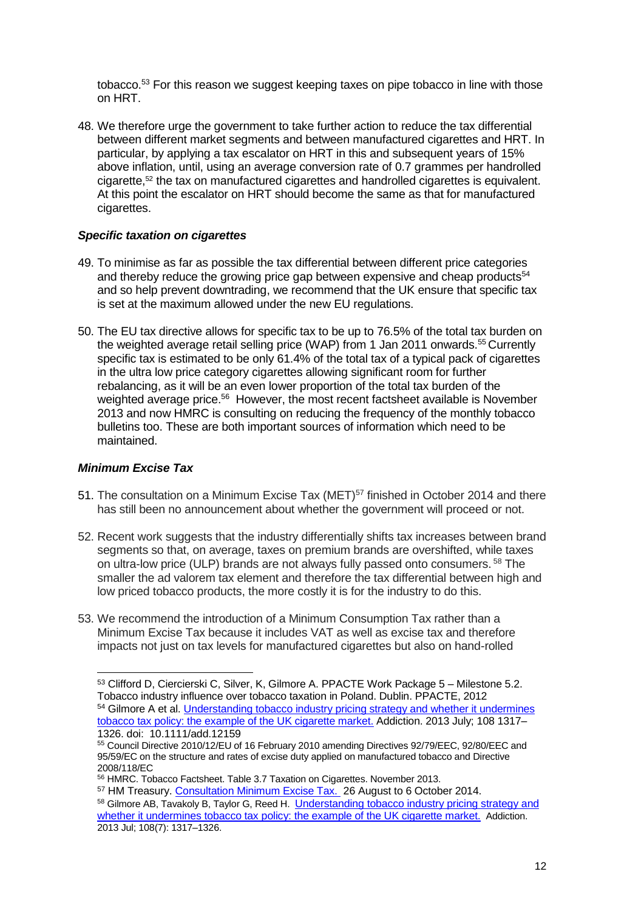tobacco.[53] For this reason we suggest keeping taxes on pipe tobacco in line with those on HRT.

48. We therefore urge the government to take further action to reduce the tax differential between different market segments and between manufactured cigarettes and HRT. In particular, by applying a tax escalator on HRT in this and subsequent years of 15% above inflation, until, using an average conversion rate of 0.7 grammes per handrolled cigarette,[52] the tax on manufactured cigarettes and handrolled cigarettes is equivalent. At this point the escalator on HRT should become the same as that for manufactured cigarettes.

### *Specific taxation on cigarettes*

49. To minimise as far as possible the tax differential between different price categories and thereby reduce the growing price gap between expensive and cheap products[54] and so help prevent downtrading, we recommend that the UK ensure that specific tax is set at the maximum allowed under the new EU regulations.

50. The EU tax directive allows for specific tax to be up to 76.5% of the total tax burden on the weighted average retail selling price (WAP) from 1 Jan 2011 onwards.[55] Currently specific tax is estimated to be only 61.4% of the total tax of a typical pack of cigarettes in the ultra low price category cigarettes allowing significant room for further rebalancing, as it will be an even lower proportion of the total tax burden of the weighted average price.[56] However, the most recent factsheet available is November 2013 and now HMRC is consulting on reducing the frequency of the monthly tobacco bulletins too. These are both important sources of information which need to be maintained.

### *Minimum Excise Tax*

51. The consultation on a Minimum Excise Tax (MET)[57] finished in October 2014 and there has still been no announcement about whether the government will proceed or not.

52. Recent work suggests that the industry differentially shifts tax increases between brand segments so that, on average, taxes on premium brands are overshifted, while taxes on ultra-low price (ULP) brands are not always fully passed onto consumers.[58] The smaller the ad valorem tax element and therefore the tax differential between high and low priced tobacco products, the more costly it is for the industry to do this.

53. We recommend the introduction of a Minimum Consumption Tax rather than a Minimum Excise Tax because it includes VAT as well as excise tax and therefore impacts not just on tax levels for manufactured cigarettes but also on hand-rolled

---

[53] Clifford D, Ciercierski C, Silver, K, Gilmore A. PPACTE Work Package 5 – Milestone 5.2. Tobacco industry influence over tobacco taxation in Poland. Dublin. PPACTE, 2012

[54] Gilmore A et al. Understanding tobacco industry pricing strategy and whether it undermines tobacco tax policy: the example of the UK cigarette market. Addiction. 2013 July; 108 1317–1326. doi: 10.1111/add.12159

[55] Council Directive 2010/12/EU of 16 February 2010 amending Directives 92/79/EEC, 92/80/EEC and 95/59/EC on the structure and rates of excise duty applied on manufactured tobacco and Directive 2008/118/EC

[56] HMRC. Tobacco Factsheet. Table 3.7 Taxation on Cigarettes. November 2013.

[57] HM Treasury. Consultation Minimum Excise Tax. 26 August to 6 October 2014.

[58] Gilmore AB, Tavakoly B, Taylor G, Reed H. Understanding tobacco industry pricing strategy and whether it undermines tobacco tax policy: the example of the UK cigarette market. Addiction. 2013 Jul; 108(7): 1317–1326.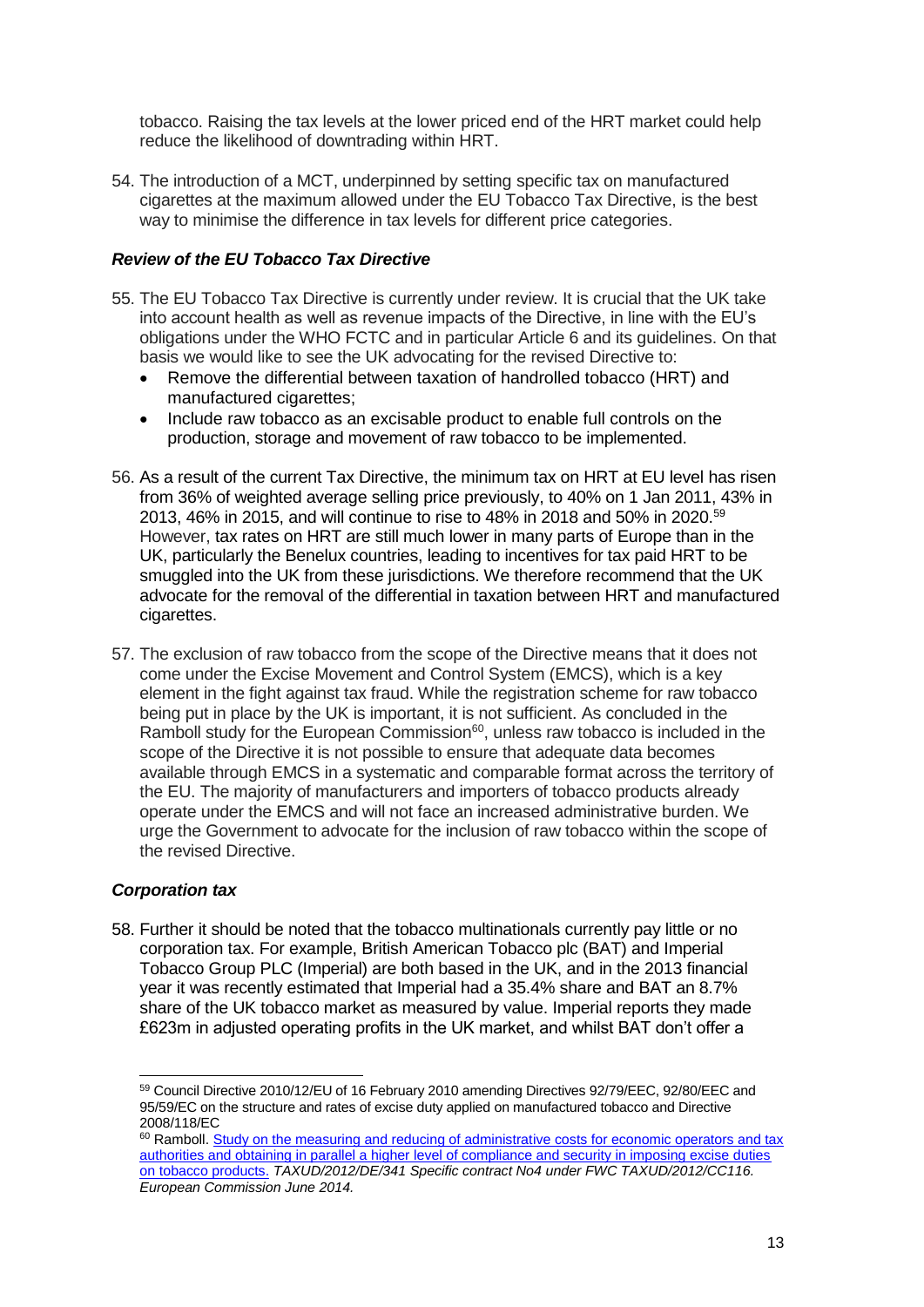tobacco. Raising the tax levels at the lower priced end of the HRT market could help reduce the likelihood of downtrading within HRT.

54. The introduction of a MCT, underpinned by setting specific tax on manufactured cigarettes at the maximum allowed under the EU Tobacco Tax Directive, is the best way to minimise the difference in tax levels for different price categories.

### *Review of the EU Tobacco Tax Directive*

55. The EU Tobacco Tax Directive is currently under review. It is crucial that the UK take into account health as well as revenue impacts of the Directive, in line with the EU's obligations under the WHO FCTC and in particular Article 6 and its guidelines. On that basis we would like to see the UK advocating for the revised Directive to:
    - Remove the differential between taxation of handrolled tobacco (HRT) and manufactured cigarettes;
    - Include raw tobacco as an excisable product to enable full controls on the production, storage and movement of raw tobacco to be implemented.

56. As a result of the current Tax Directive, the minimum tax on HRT at EU level has risen from 36% of weighted average selling price previously, to 40% on 1 Jan 2011, 43% in 2013, 46% in 2015, and will continue to rise to 48% in 2018 and 50% in 2020.[59] However, tax rates on HRT are still much lower in many parts of Europe than in the UK, particularly the Benelux countries, leading to incentives for tax paid HRT to be smuggled into the UK from these jurisdictions. We therefore recommend that the UK advocate for the removal of the differential in taxation between HRT and manufactured cigarettes.

57. The exclusion of raw tobacco from the scope of the Directive means that it does not come under the Excise Movement and Control System (EMCS), which is a key element in the fight against tax fraud. While the registration scheme for raw tobacco being put in place by the UK is important, it is not sufficient. As concluded in the Ramboll study for the European Commission[60], unless raw tobacco is included in the scope of the Directive it is not possible to ensure that adequate data becomes available through EMCS in a systematic and comparable format across the territory of the EU. The majority of manufacturers and importers of tobacco products already operate under the EMCS and will not face an increased administrative burden. We urge the Government to advocate for the inclusion of raw tobacco within the scope of the revised Directive.

### *Corporation tax*

58. Further it should be noted that the tobacco multinationals currently pay little or no corporation tax. For example, British American Tobacco plc (BAT) and Imperial Tobacco Group PLC (Imperial) are both based in the UK, and in the 2013 financial year it was recently estimated that Imperial had a 35.4% share and BAT an 8.7% share of the UK tobacco market as measured by value. Imperial reports they made £623m in adjusted operating profits in the UK market, and whilst BAT don't offer a

---

[59] Council Directive 2010/12/EU of 16 February 2010 amending Directives 92/79/EEC, 92/80/EEC and 95/59/EC on the structure and rates of excise duty applied on manufactured tobacco and Directive 2008/118/EC

[60] Ramboll. Study on the measuring and reducing of administrative costs for economic operators and tax authorities and obtaining in parallel a higher level of compliance and security in imposing excise duties on tobacco products. *TAXUD/2012/DE/341 Specific contract No4 under FWC TAXUD/2012/CC116. European Commission June 2014.*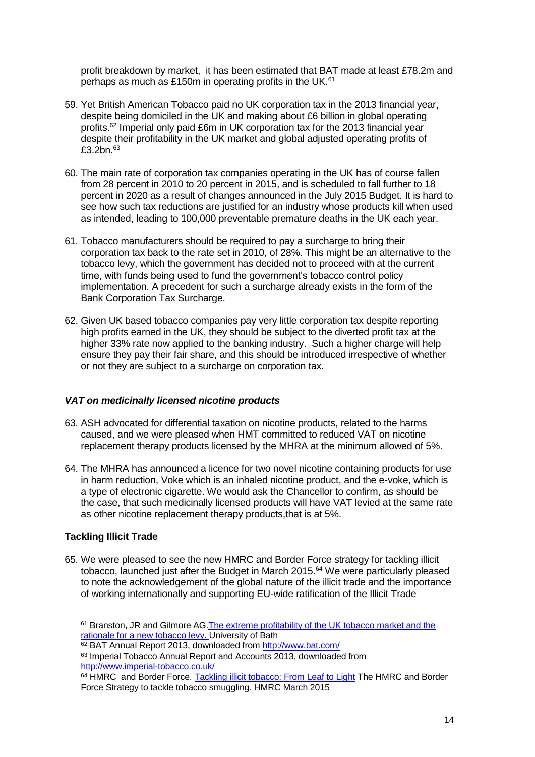profit breakdown by market, it has been estimated that BAT made at least £78.2m and perhaps as much as £150m in operating profits in the UK.[61]

59. Yet British American Tobacco paid no UK corporation tax in the 2013 financial year, despite being domiciled in the UK and making about £6 billion in global operating profits.[62] Imperial only paid £6m in UK corporation tax for the 2013 financial year despite their profitability in the UK market and global adjusted operating profits of £3.2bn.[63]

60. The main rate of corporation tax companies operating in the UK has of course fallen from 28 percent in 2010 to 20 percent in 2015, and is scheduled to fall further to 18 percent in 2020 as a result of changes announced in the July 2015 Budget. It is hard to see how such tax reductions are justified for an industry whose products kill when used as intended, leading to 100,000 preventable premature deaths in the UK each year.

61. Tobacco manufacturers should be required to pay a surcharge to bring their corporation tax back to the rate set in 2010, of 28%. This might be an alternative to the tobacco levy, which the government has decided not to proceed with at the current time, with funds being used to fund the government's tobacco control policy implementation. A precedent for such a surcharge already exists in the form of the Bank Corporation Tax Surcharge.

62. Given UK based tobacco companies pay very little corporation tax despite reporting high profits earned in the UK, they should be subject to the diverted profit tax at the higher 33% rate now applied to the banking industry. Such a higher charge will help ensure they pay their fair share, and this should be introduced irrespective of whether or not they are subject to a surcharge on corporation tax.

### *VAT on medicinally licensed nicotine products*

63. ASH advocated for differential taxation on nicotine products, related to the harms caused, and we were pleased when HMT committed to reduced VAT on nicotine replacement therapy products licensed by the MHRA at the minimum allowed of 5%.

64. The MHRA has announced a licence for two novel nicotine containing products for use in harm reduction, Voke which is an inhaled nicotine product, and the e-voke, which is a type of electronic cigarette. We would ask the Chancellor to confirm, as should be the case, that such medicinally licensed products will have VAT levied at the same rate as other nicotine replacement therapy products,that is at 5%.

### **Tackling Illicit Trade**

65. We were pleased to see the new HMRC and Border Force strategy for tackling illicit tobacco, launched just after the Budget in March 2015.[64] We were particularly pleased to note the acknowledgement of the global nature of the illicit trade and the importance of working internationally and supporting EU-wide ratification of the Illicit Trade

---

[61] Branston, JR and Gilmore AG. The extreme profitability of the UK tobacco market and the rationale for a new tobacco levy. University of Bath

[62] BAT Annual Report 2013, downloaded from http://www.bat.com/

[63] Imperial Tobacco Annual Report and Accounts 2013, downloaded from http://www.imperial-tobacco.co.uk/

[64] HMRC and Border Force. Tackling illicit tobacco: From Leaf to Light The HMRC and Border Force Strategy to tackle tobacco smuggling. HMRC March 2015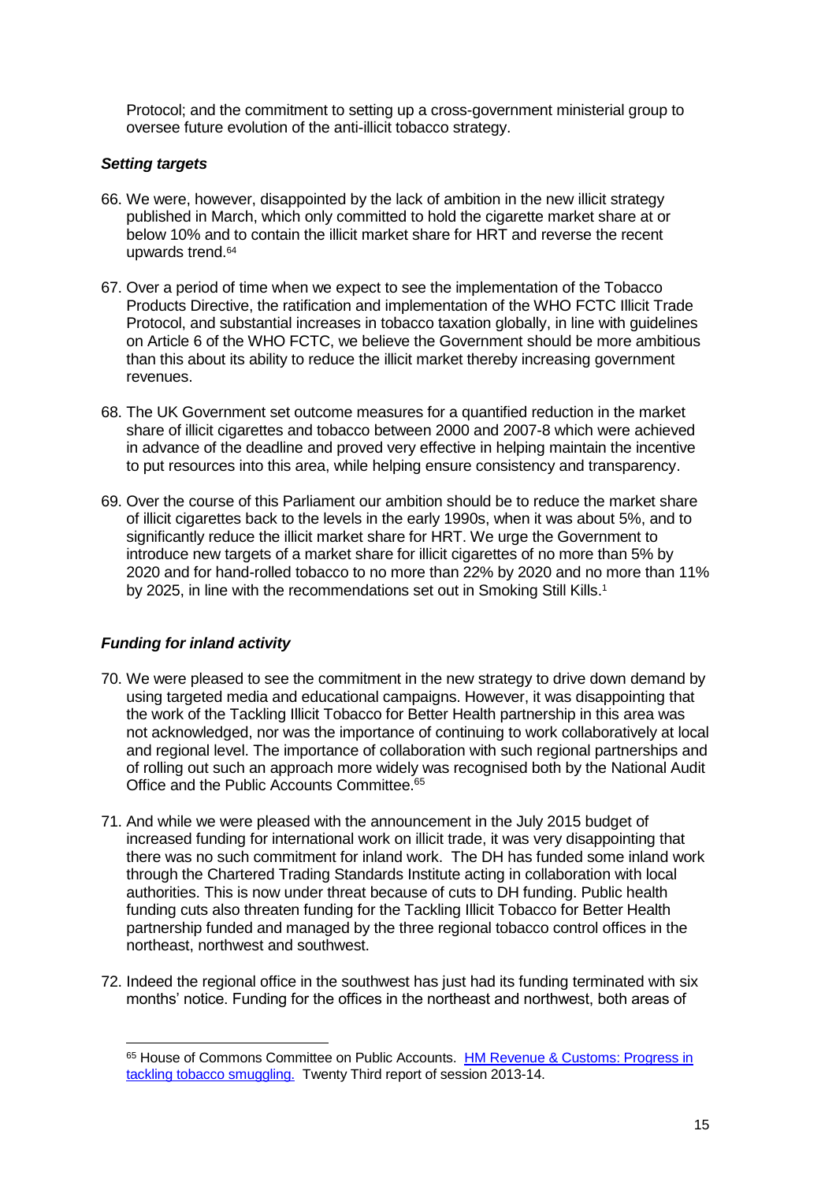Protocol; and the commitment to setting up a cross-government ministerial group to oversee future evolution of the anti-illicit tobacco strategy.

### *Setting targets*

66. We were, however, disappointed by the lack of ambition in the new illicit strategy published in March, which only committed to hold the cigarette market share at or below 10% and to contain the illicit market share for HRT and reverse the recent upwards trend.[64]

67. Over a period of time when we expect to see the implementation of the Tobacco Products Directive, the ratification and implementation of the WHO FCTC Illicit Trade Protocol, and substantial increases in tobacco taxation globally, in line with guidelines on Article 6 of the WHO FCTC, we believe the Government should be more ambitious than this about its ability to reduce the illicit market thereby increasing government revenues.

68. The UK Government set outcome measures for a quantified reduction in the market share of illicit cigarettes and tobacco between 2000 and 2007-8 which were achieved in advance of the deadline and proved very effective in helping maintain the incentive to put resources into this area, while helping ensure consistency and transparency.

69. Over the course of this Parliament our ambition should be to reduce the market share of illicit cigarettes back to the levels in the early 1990s, when it was about 5%, and to significantly reduce the illicit market share for HRT. We urge the Government to introduce new targets of a market share for illicit cigarettes of no more than 5% by 2020 and for hand-rolled tobacco to no more than 22% by 2020 and no more than 11% by 2025, in line with the recommendations set out in Smoking Still Kills.[1]

### *Funding for inland activity*

70. We were pleased to see the commitment in the new strategy to drive down demand by using targeted media and educational campaigns. However, it was disappointing that the work of the Tackling Illicit Tobacco for Better Health partnership in this area was not acknowledged, nor was the importance of continuing to work collaboratively at local and regional level. The importance of collaboration with such regional partnerships and of rolling out such an approach more widely was recognised both by the National Audit Office and the Public Accounts Committee.[65]

71. And while we were pleased with the announcement in the July 2015 budget of increased funding for international work on illicit trade, it was very disappointing that there was no such commitment for inland work. The DH has funded some inland work through the Chartered Trading Standards Institute acting in collaboration with local authorities. This is now under threat because of cuts to DH funding. Public health funding cuts also threaten funding for the Tackling Illicit Tobacco for Better Health partnership funded and managed by the three regional tobacco control offices in the northeast, northwest and southwest.

72. Indeed the regional office in the southwest has just had its funding terminated with six months' notice. Funding for the offices in the northeast and northwest, both areas of

---

[65] House of Commons Committee on Public Accounts. HM Revenue & Customs: Progress in tackling tobacco smuggling. Twenty Third report of session 2013-14.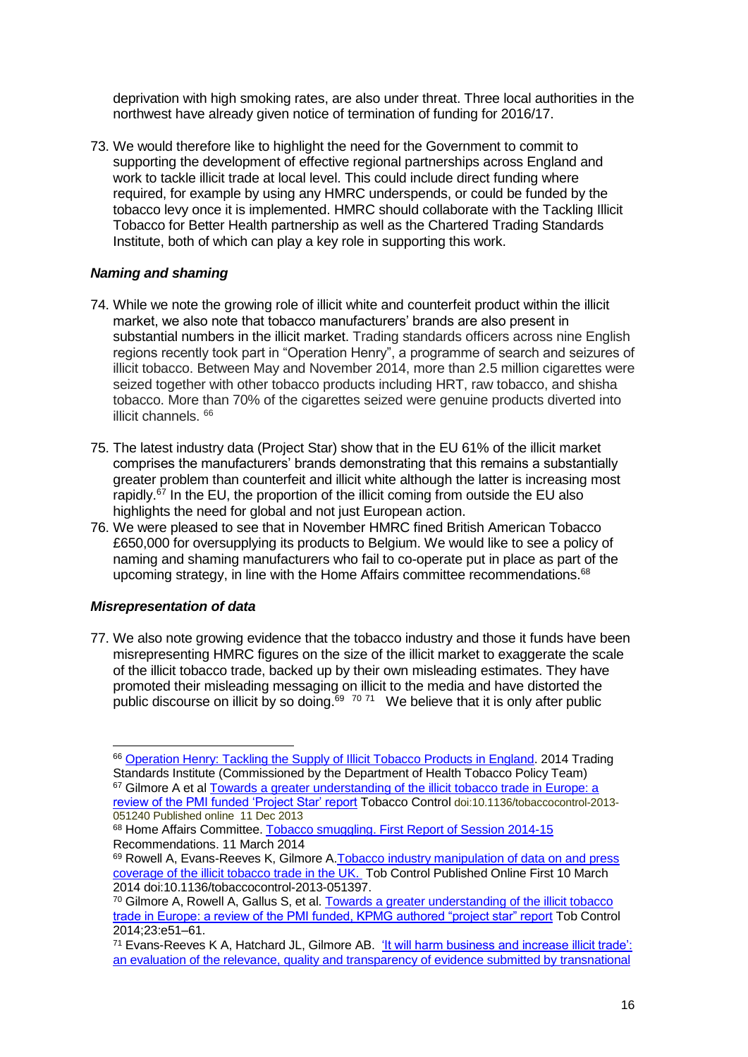deprivation with high smoking rates, are also under threat. Three local authorities in the northwest have already given notice of termination of funding for 2016/17.

73. We would therefore like to highlight the need for the Government to commit to supporting the development of effective regional partnerships across England and work to tackle illicit trade at local level. This could include direct funding where required, for example by using any HMRC underspends, or could be funded by the tobacco levy once it is implemented. HMRC should collaborate with the Tackling Illicit Tobacco for Better Health partnership as well as the Chartered Trading Standards Institute, both of which can play a key role in supporting this work.

### *Naming and shaming*

74. While we note the growing role of illicit white and counterfeit product within the illicit market, we also note that tobacco manufacturers' brands are also present in substantial numbers in the illicit market. Trading standards officers across nine English regions recently took part in "Operation Henry", a programme of search and seizures of illicit tobacco. Between May and November 2014, more than 2.5 million cigarettes were seized together with other tobacco products including HRT, raw tobacco, and shisha tobacco. More than 70% of the cigarettes seized were genuine products diverted into illicit channels. [66]

75. The latest industry data (Project Star) show that in the EU 61% of the illicit market comprises the manufacturers' brands demonstrating that this remains a substantially greater problem than counterfeit and illicit white although the latter is increasing most rapidly.[67] In the EU, the proportion of the illicit coming from outside the EU also highlights the need for global and not just European action.

76. We were pleased to see that in November HMRC fined British American Tobacco £650,000 for oversupplying its products to Belgium. We would like to see a policy of naming and shaming manufacturers who fail to co-operate put in place as part of the upcoming strategy, in line with the Home Affairs committee recommendations.[68]

### *Misrepresentation of data*

77. We also note growing evidence that the tobacco industry and those it funds have been misrepresenting HMRC figures on the size of the illicit market to exaggerate the scale of the illicit tobacco trade, backed up by their own misleading estimates. They have promoted their misleading messaging on illicit to the media and have distorted the public discourse on illicit by so doing.[69] [70] [71] We believe that it is only after public

---

[66] Operation Henry: Tackling the Supply of Illicit Tobacco Products in England. 2014 Trading Standards Institute (Commissioned by the Department of Health Tobacco Policy Team)

[67] Gilmore A et al Towards a greater understanding of the illicit tobacco trade in Europe: a review of the PMI funded 'Project Star' report Tobacco Control doi:10.1136/tobaccocontrol-2013-051240 Published online 11 Dec 2013

[68] Home Affairs Committee. Tobacco smuggling. First Report of Session 2014-15 Recommendations. 11 March 2014

[69] Rowell A, Evans-Reeves K, Gilmore A.Tobacco industry manipulation of data on and press coverage of the illicit tobacco trade in the UK. Tob Control Published Online First 10 March 2014 doi:10.1136/tobaccocontrol-2013-051397.

[70] Gilmore A, Rowell A, Gallus S, et al. Towards a greater understanding of the illicit tobacco trade in Europe: a review of the PMI funded, KPMG authored "project star" report Tob Control 2014;23:e51–61.

[71] Evans-Reeves K A, Hatchard JL, Gilmore AB. 'It will harm business and increase illicit trade': an evaluation of the relevance, quality and transparency of evidence submitted by transnational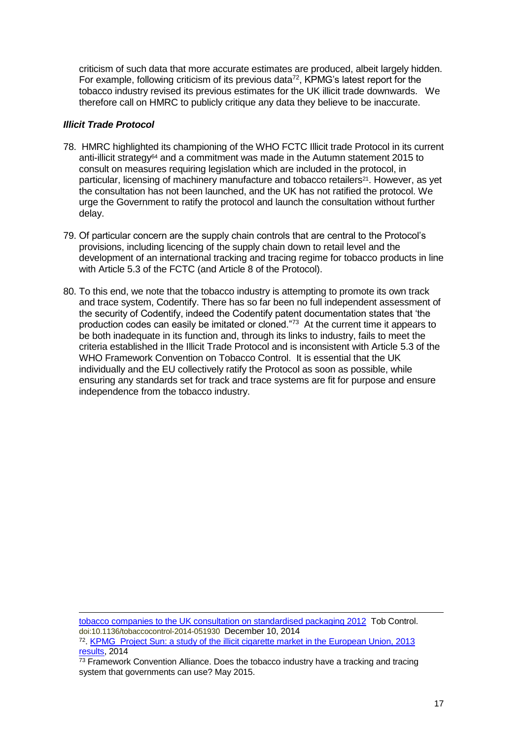criticism of such data that more accurate estimates are produced, albeit largely hidden. For example, following criticism of its previous data[72], KPMG's latest report for the tobacco industry revised its previous estimates for the UK illicit trade downwards. We therefore call on HMRC to publicly critique any data they believe to be inaccurate.

### *Illicit Trade Protocol*

78. HMRC highlighted its championing of the WHO FCTC Illicit trade Protocol in its current anti-illicit strategy[64] and a commitment was made in the Autumn statement 2015 to consult on measures requiring legislation which are included in the protocol, in particular, licensing of machinery manufacture and tobacco retailers[21]. However, as yet the consultation has not been launched, and the UK has not ratified the protocol. We urge the Government to ratify the protocol and launch the consultation without further delay.

79. Of particular concern are the supply chain controls that are central to the Protocol's provisions, including licencing of the supply chain down to retail level and the development of an international tracking and tracing regime for tobacco products in line with Article 5.3 of the FCTC (and Article 8 of the Protocol).

80. To this end, we note that the tobacco industry is attempting to promote its own track and trace system, Codentify. There has so far been no full independent assessment of the security of Codentify, indeed the Codentify patent documentation states that 'the production codes can easily be imitated or cloned."[73] At the current time it appears to be both inadequate in its function and, through its links to industry, fails to meet the criteria established in the Illicit Trade Protocol and is inconsistent with Article 5.3 of the WHO Framework Convention on Tobacco Control. It is essential that the UK individually and the EU collectively ratify the Protocol as soon as possible, while ensuring any standards set for track and trace systems are fit for purpose and ensure independence from the tobacco industry.

---

tobacco companies to the UK consultation on standardised packaging 2012 Tob Control. doi:10.1136/tobaccocontrol-2014-051930 December 10, 2014

[72]. KPMG Project Sun: a study of the illicit cigarette market in the European Union, 2013 results, 2014

[73] Framework Convention Alliance. Does the tobacco industry have a tracking and tracing system that governments can use? May 2015.